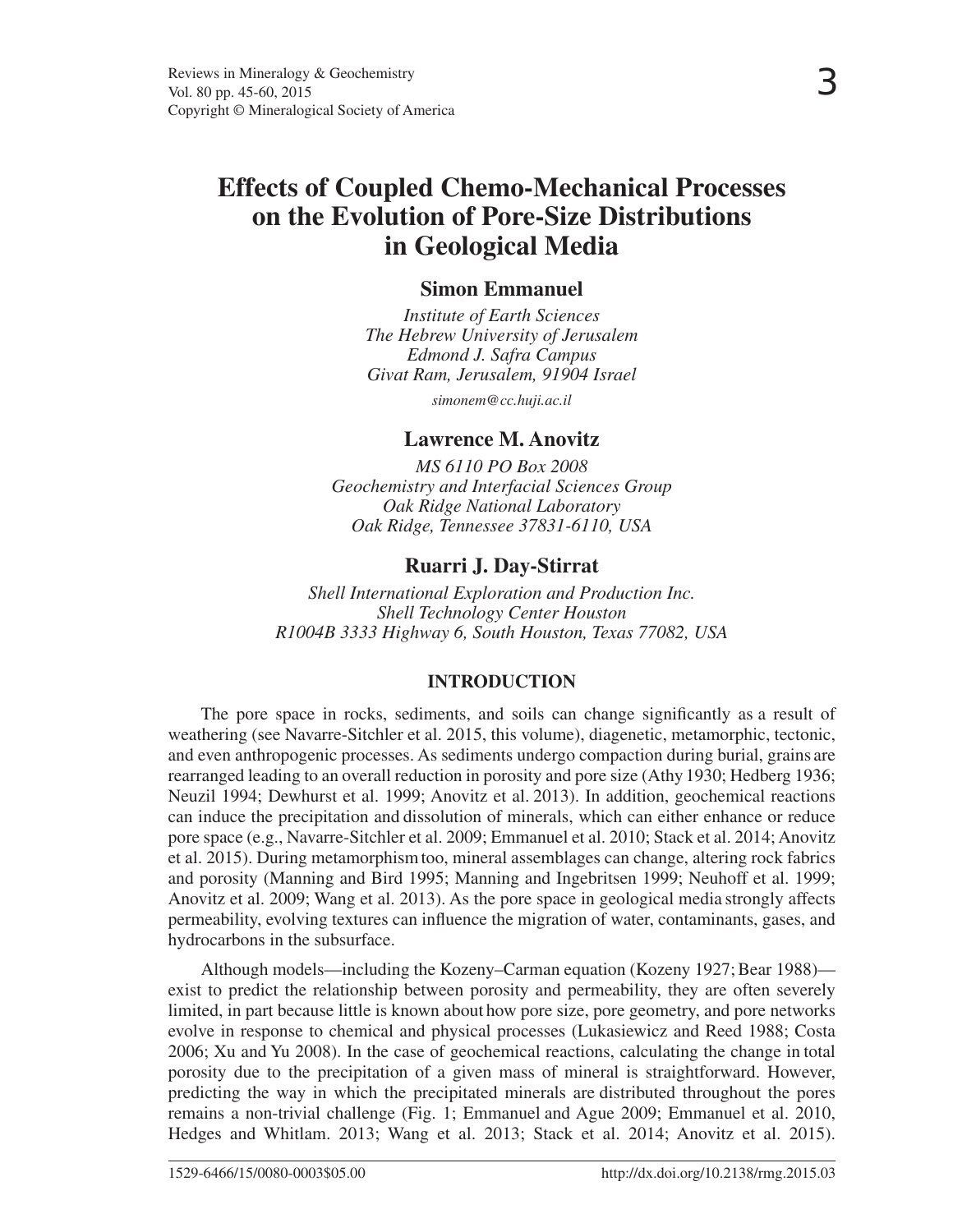# Effects of Coupled Chemo-Mechanical Processes on the Evolution of Pore-Size Distributions in Geological Media

**Simon Emmanuel**

*Institute of Earth Sciences*
*The Hebrew University of Jerusalem*
*Edmond J. Safra Campus*
*Givat Ram, Jerusalem, 91904 Israel*

*simonem@cc.huji.ac.il*

**Lawrence M. Anovitz**

*MS 6110 PO Box 2008*
*Geochemistry and Interfacial Sciences Group*
*Oak Ridge National Laboratory*
*Oak Ridge, Tennessee 37831-6110, USA*

**Ruarri J. Day-Stirrat**

*Shell International Exploration and Production Inc.*
*Shell Technology Center Houston*
*R1004B 3333 Highway 6, South Houston, Texas 77082, USA*

## INTRODUCTION

The pore space in rocks, sediments, and soils can change significantly as a result of weathering (see Navarre-Sitchler et al. 2015, this volume), diagenetic, metamorphic, tectonic, and even anthropogenic processes. As sediments undergo compaction during burial, grains are rearranged leading to an overall reduction in porosity and pore size (Athy 1930; Hedberg 1936; Neuzil 1994; Dewhurst et al. 1999; Anovitz et al. 2013). In addition, geochemical reactions can induce the precipitation and dissolution of minerals, which can either enhance or reduce pore space (e.g., Navarre-Sitchler et al. 2009; Emmanuel et al. 2010; Stack et al. 2014; Anovitz et al. 2015). During metamorphism too, mineral assemblages can change, altering rock fabrics and porosity (Manning and Bird 1995; Manning and Ingebritsen 1999; Neuhoff et al. 1999; Anovitz et al. 2009; Wang et al. 2013). As the pore space in geological media strongly affects permeability, evolving textures can influence the migration of water, contaminants, gases, and hydrocarbons in the subsurface.

Although models—including the Kozeny–Carman equation (Kozeny 1927; Bear 1988)—exist to predict the relationship between porosity and permeability, they are often severely limited, in part because little is known about how pore size, pore geometry, and pore networks evolve in response to chemical and physical processes (Lukasiewicz and Reed 1988; Costa 2006; Xu and Yu 2008). In the case of geochemical reactions, calculating the change in total porosity due to the precipitation of a given mass of mineral is straightforward. However, predicting the way in which the precipitated minerals are distributed throughout the pores remains a non-trivial challenge (Fig. 1; Emmanuel and Ague 2009; Emmanuel et al. 2010, Hedges and Whitlam. 2013; Wang et al. 2013; Stack et al. 2014; Anovitz et al. 2015).

1529-6466/15/0080-0003$05.00 http://dx.doi.org/10.2138/rmg.2015.03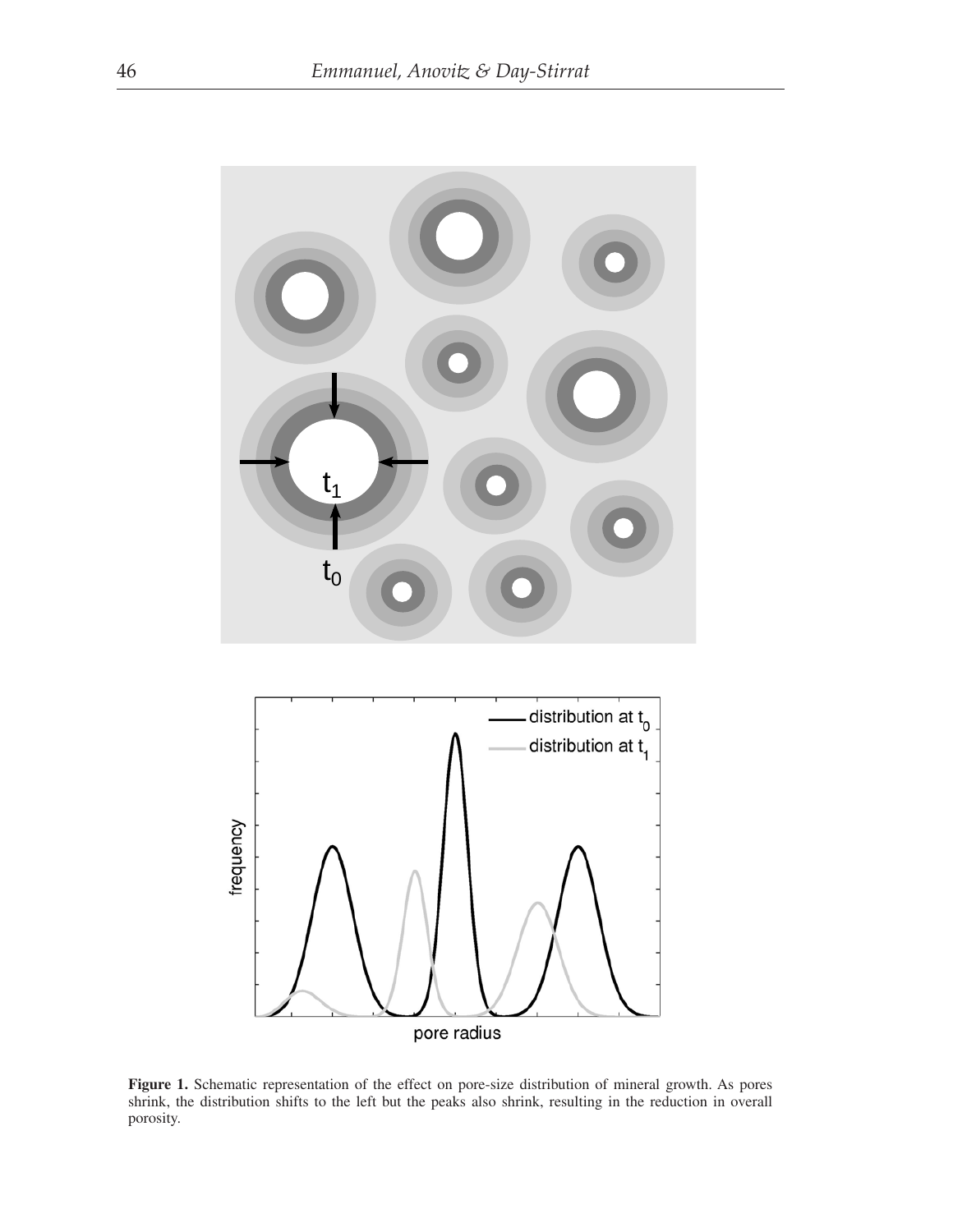**Figure 1.** Schematic representation of the effect on pore-size distribution of mineral growth. As pores shrink, the distribution shifts to the left but the peaks also shrink, resulting in the reduction in overall porosity.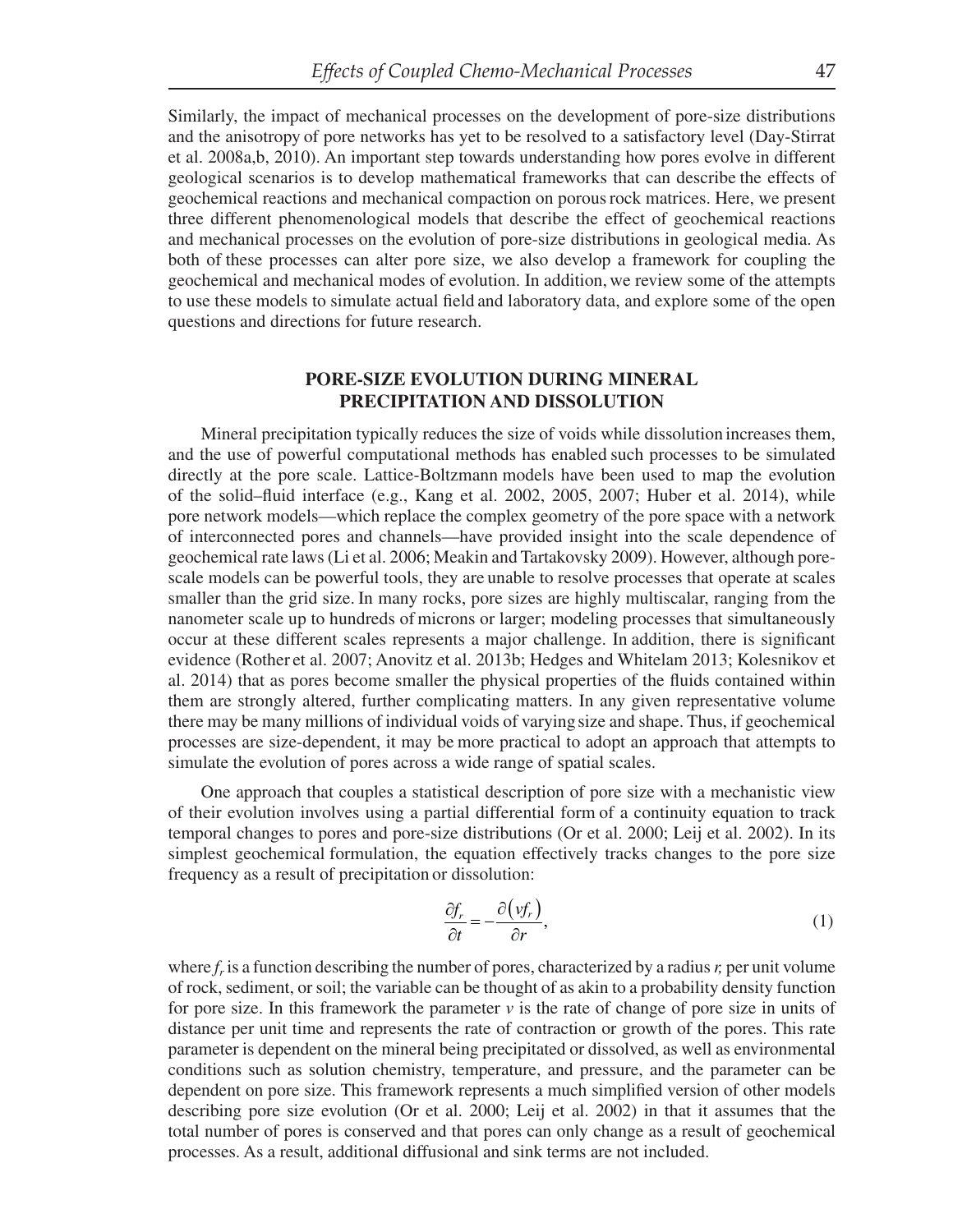Similarly, the impact of mechanical processes on the development of pore-size distributions and the anisotropy of pore networks has yet to be resolved to a satisfactory level (Day-Stirrat et al. 2008a,b, 2010). An important step towards understanding how pores evolve in different geological scenarios is to develop mathematical frameworks that can describe the effects of geochemical reactions and mechanical compaction on porous rock matrices. Here, we present three different phenomenological models that describe the effect of geochemical reactions and mechanical processes on the evolution of pore-size distributions in geological media. As both of these processes can alter pore size, we also develop a framework for coupling the geochemical and mechanical modes of evolution. In addition, we review some of the attempts to use these models to simulate actual field and laboratory data, and explore some of the open questions and directions for future research.

## PORE-SIZE EVOLUTION DURING MINERAL PRECIPITATION AND DISSOLUTION

Mineral precipitation typically reduces the size of voids while dissolution increases them, and the use of powerful computational methods has enabled such processes to be simulated directly at the pore scale. Lattice-Boltzmann models have been used to map the evolution of the solid–fluid interface (e.g., Kang et al. 2002, 2005, 2007; Huber et al. 2014), while pore network models—which replace the complex geometry of the pore space with a network of interconnected pores and channels—have provided insight into the scale dependence of geochemical rate laws (Li et al. 2006; Meakin and Tartakovsky 2009). However, although pore-scale models can be powerful tools, they are unable to resolve processes that operate at scales smaller than the grid size. In many rocks, pore sizes are highly multiscalar, ranging from the nanometer scale up to hundreds of microns or larger; modeling processes that simultaneously occur at these different scales represents a major challenge. In addition, there is significant evidence (Rother et al. 2007; Anovitz et al. 2013b; Hedges and Whitelam 2013; Kolesnikov et al. 2014) that as pores become smaller the physical properties of the fluids contained within them are strongly altered, further complicating matters. In any given representative volume there may be many millions of individual voids of varying size and shape. Thus, if geochemical processes are size-dependent, it may be more practical to adopt an approach that attempts to simulate the evolution of pores across a wide range of spatial scales.

One approach that couples a statistical description of pore size with a mechanistic view of their evolution involves using a partial differential form of a continuity equation to track temporal changes to pores and pore-size distributions (Or et al. 2000; Leij et al. 2002). In its simplest geochemical formulation, the equation effectively tracks changes to the pore size frequency as a result of precipitation or dissolution:

$$\frac{\partial f_r}{\partial t} = -\frac{\partial \left( v f_r \right)}{\partial r}, \tag{1}$$

where $f_r$ is a function describing the number of pores, characterized by a radius $r$, per unit volume of rock, sediment, or soil; the variable can be thought of as akin to a probability density function for pore size. In this framework the parameter $v$ is the rate of change of pore size in units of distance per unit time and represents the rate of contraction or growth of the pores. This rate parameter is dependent on the mineral being precipitated or dissolved, as well as environmental conditions such as solution chemistry, temperature, and pressure, and the parameter can be dependent on pore size. This framework represents a much simplified version of other models describing pore size evolution (Or et al. 2000; Leij et al. 2002) in that it assumes that the total number of pores is conserved and that pores can only change as a result of geochemical processes. As a result, additional diffusional and sink terms are not included.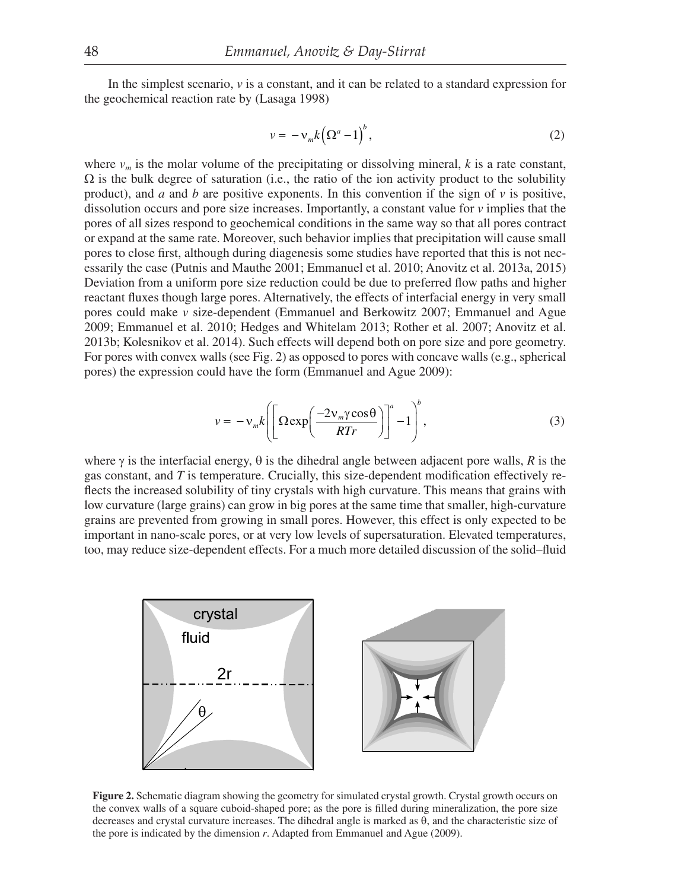In the simplest scenario, $v$ is a constant, and it can be related to a standard expression for the geochemical reaction rate by (Lasaga 1998)

$$v = -\nu_m k\left(\Omega^a - 1\right)^b, \tag{2}$$

where $v_m$ is the molar volume of the precipitating or dissolving mineral, $k$ is a rate constant, $\Omega$ is the bulk degree of saturation (i.e., the ratio of the ion activity product to the solubility product), and $a$ and $b$ are positive exponents. In this convention if the sign of $v$ is positive, dissolution occurs and pore size increases. Importantly, a constant value for $v$ implies that the pores of all sizes respond to geochemical conditions in the same way so that all pores contract or expand at the same rate. Moreover, such behavior implies that precipitation will cause small pores to close first, although during diagenesis some studies have reported that this is not necessarily the case (Putnis and Mauthe 2001; Emmanuel et al. 2010; Anovitz et al. 2013a, 2015) Deviation from a uniform pore size reduction could be due to preferred flow paths and higher reactant fluxes though large pores. Alternatively, the effects of interfacial energy in very small pores could make $v$ size-dependent (Emmanuel and Berkowitz 2007; Emmanuel and Ague 2009; Emmanuel et al. 2010; Hedges and Whitelam 2013; Rother et al. 2007; Anovitz et al. 2013b; Kolesnikov et al. 2014). Such effects will depend both on pore size and pore geometry. For pores with convex walls (see Fig. 2) as opposed to pores with concave walls (e.g., spherical pores) the expression could have the form (Emmanuel and Ague 2009):

$$v = -\nu_m k\left(\left[\Omega \exp\left(\frac{-2\nu_m \gamma \cos\theta}{RTr}\right)\right]^a - 1\right)^b, \tag{3}$$

where $\gamma$ is the interfacial energy, $\theta$ is the dihedral angle between adjacent pore walls, $R$ is the gas constant, and $T$ is temperature. Crucially, this size-dependent modification effectively reflects the increased solubility of tiny crystals with high curvature. This means that grains with low curvature (large grains) can grow in big pores at the same time that smaller, high-curvature grains are prevented from growing in small pores. However, this effect is only expected to be important in nano-scale pores, or at very low levels of supersaturation. Elevated temperatures, too, may reduce size-dependent effects. For a much more detailed discussion of the solid–fluid

**Figure 2.** Schematic diagram showing the geometry for simulated crystal growth. Crystal growth occurs on the convex walls of a square cuboid-shaped pore; as the pore is filled during mineralization, the pore size decreases and crystal curvature increases. The dihedral angle is marked as θ, and the characteristic size of the pore is indicated by the dimension $r$. Adapted from Emmanuel and Ague (2009).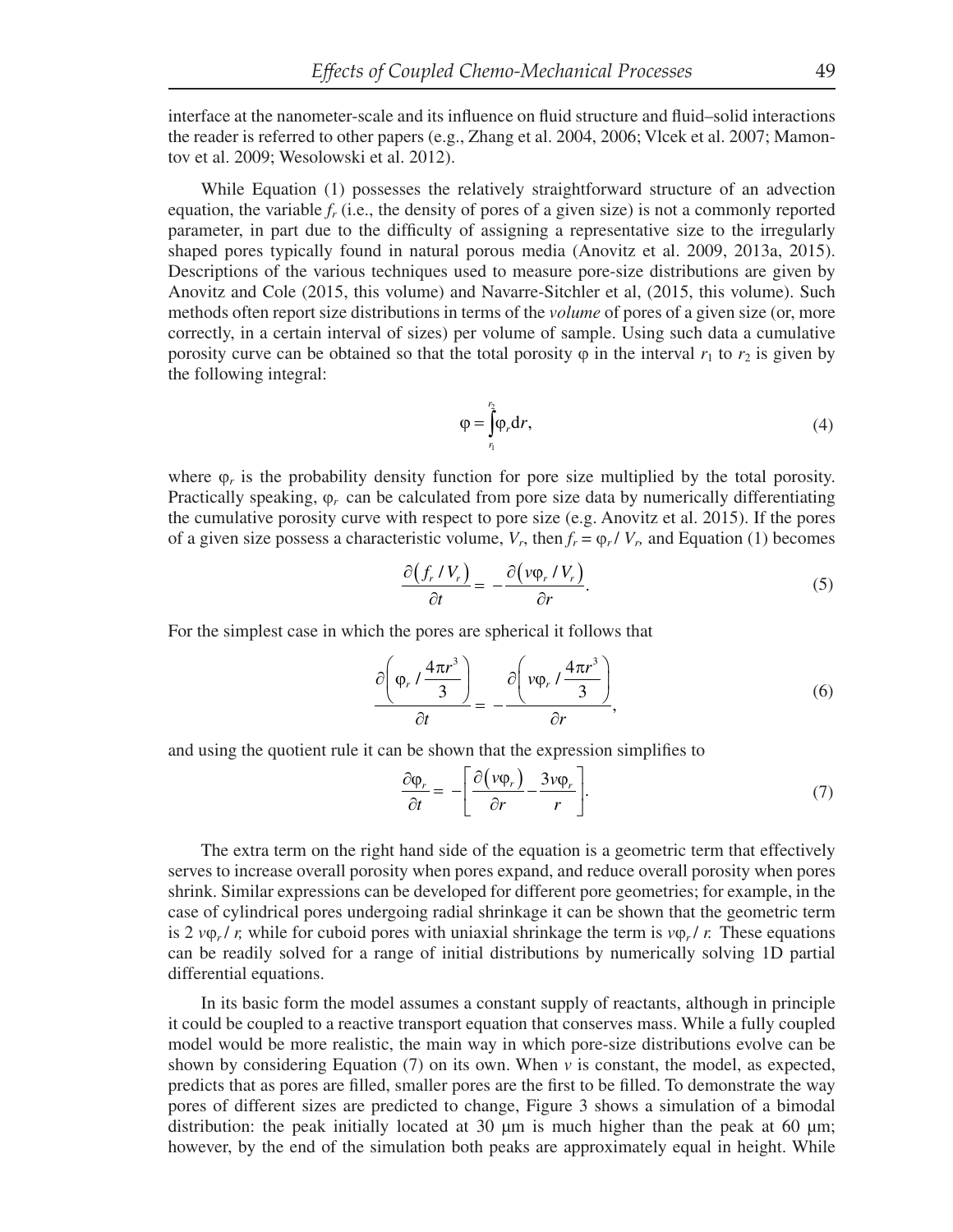interface at the nanometer-scale and its influence on fluid structure and fluid–solid interactions the reader is referred to other papers (e.g., Zhang et al. 2004, 2006; Vlcek et al. 2007; Mamontov et al. 2009; Wesolowski et al. 2012).

While Equation (1) possesses the relatively straightforward structure of an advection equation, the variable $f_r$ (i.e., the density of pores of a given size) is not a commonly reported parameter, in part due to the difficulty of assigning a representative size to the irregularly shaped pores typically found in natural porous media (Anovitz et al. 2009, 2013a, 2015). Descriptions of the various techniques used to measure pore-size distributions are given by Anovitz and Cole (2015, this volume) and Navarre-Sitchler et al, (2015, this volume). Such methods often report size distributions in terms of the *volume* of pores of a given size (or, more correctly, in a certain interval of sizes) per volume of sample. Using such data a cumulative porosity curve can be obtained so that the total porosity $\varphi$ in the interval $r_1$ to $r_2$ is given by the following integral:

$$\varphi = \int_{r_1}^{r_2} \varphi_r \mathrm{d}r, \tag{4}$$

where $\varphi_r$ is the probability density function for pore size multiplied by the total porosity. Practically speaking, $\varphi_r$ can be calculated from pore size data by numerically differentiating the cumulative porosity curve with respect to pore size (e.g. Anovitz et al. 2015). If the pores of a given size possess a characteristic volume, $V_r$, then $f_r = \varphi_r / V_r$, and Equation (1) becomes

$$\frac{\partial\left(f_r / V_r\right)}{\partial t} = -\frac{\partial\left(v\varphi_r / V_r\right)}{\partial r}. \tag{5}$$

For the simplest case in which the pores are spherical it follows that

$$\frac{\partial\left(\varphi_r / \dfrac{4\pi r^3}{3}\right)}{\partial t} = -\frac{\partial\left(v\varphi_r / \dfrac{4\pi r^3}{3}\right)}{\partial r}, \tag{6}$$

and using the quotient rule it can be shown that the expression simplifies to

$$\frac{\partial \varphi_r}{\partial t} = -\left[\frac{\partial\left(v\varphi_r\right)}{\partial r} - \frac{3v\varphi_r}{r}\right]. \tag{7}$$

The extra term on the right hand side of the equation is a geometric term that effectively serves to increase overall porosity when pores expand, and reduce overall porosity when pores shrink. Similar expressions can be developed for different pore geometries; for example, in the case of cylindrical pores undergoing radial shrinkage it can be shown that the geometric term is $2\,v\varphi_r / r$, while for cuboid pores with uniaxial shrinkage the term is $v\varphi_r / r$. These equations can be readily solved for a range of initial distributions by numerically solving 1D partial differential equations.

In its basic form the model assumes a constant supply of reactants, although in principle it could be coupled to a reactive transport equation that conserves mass. While a fully coupled model would be more realistic, the main way in which pore-size distributions evolve can be shown by considering Equation (7) on its own. When $v$ is constant, the model, as expected, predicts that as pores are filled, smaller pores are the first to be filled. To demonstrate the way pores of different sizes are predicted to change, Figure 3 shows a simulation of a bimodal distribution: the peak initially located at 30 μm is much higher than the peak at 60 μm; however, by the end of the simulation both peaks are approximately equal in height. While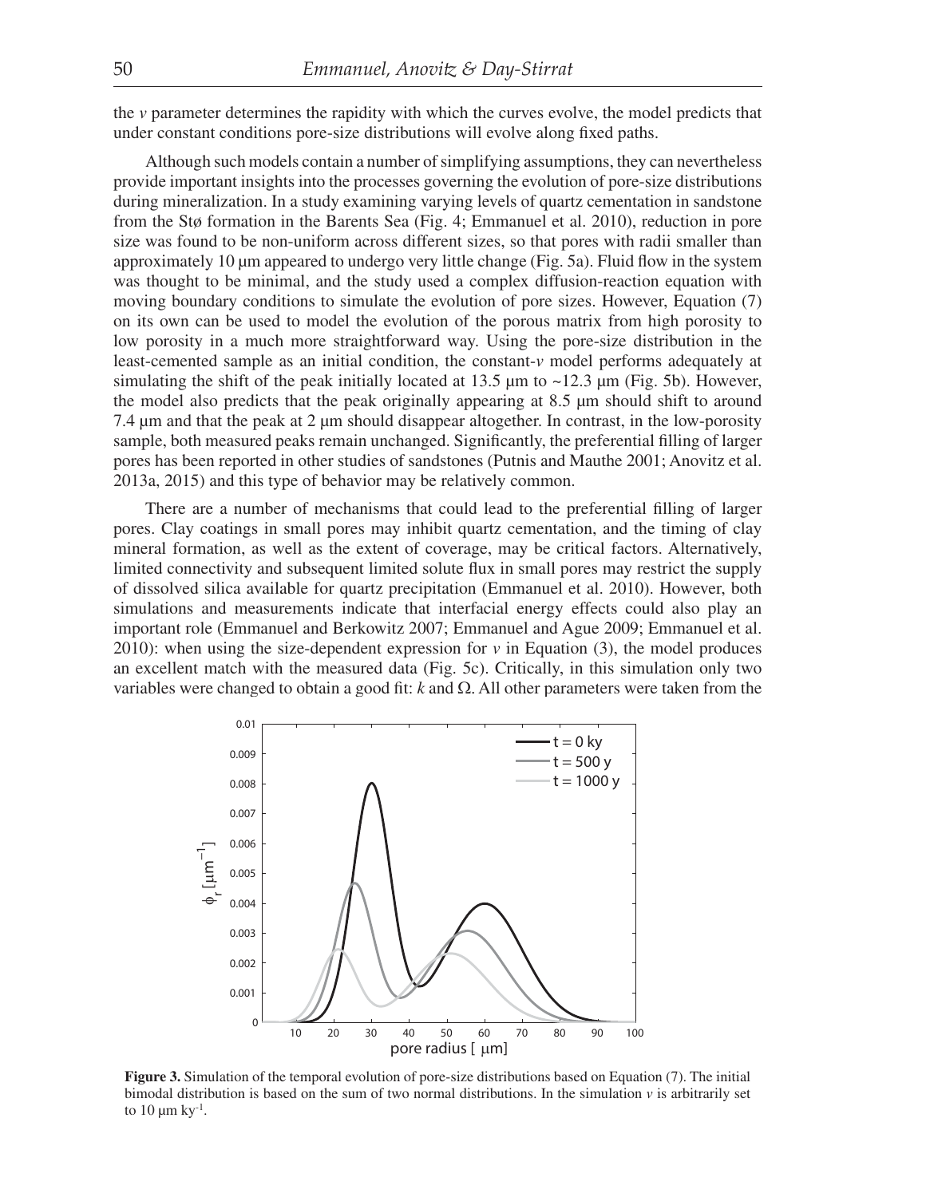the $v$ parameter determines the rapidity with which the curves evolve, the model predicts that under constant conditions pore-size distributions will evolve along fixed paths.

Although such models contain a number of simplifying assumptions, they can nevertheless provide important insights into the processes governing the evolution of pore-size distributions during mineralization. In a study examining varying levels of quartz cementation in sandstone from the Stø formation in the Barents Sea (Fig. 4; Emmanuel et al. 2010), reduction in pore size was found to be non-uniform across different sizes, so that pores with radii smaller than approximately 10 μm appeared to undergo very little change (Fig. 5a). Fluid flow in the system was thought to be minimal, and the study used a complex diffusion-reaction equation with moving boundary conditions to simulate the evolution of pore sizes. However, Equation (7) on its own can be used to model the evolution of the porous matrix from high porosity to low porosity in a much more straightforward way. Using the pore-size distribution in the least-cemented sample as an initial condition, the constant-$v$ model performs adequately at simulating the shift of the peak initially located at 13.5 μm to ~12.3 μm (Fig. 5b). However, the model also predicts that the peak originally appearing at 8.5 μm should shift to around 7.4 μm and that the peak at 2 μm should disappear altogether. In contrast, in the low-porosity sample, both measured peaks remain unchanged. Significantly, the preferential filling of larger pores has been reported in other studies of sandstones (Putnis and Mauthe 2001; Anovitz et al. 2013a, 2015) and this type of behavior may be relatively common.

There are a number of mechanisms that could lead to the preferential filling of larger pores. Clay coatings in small pores may inhibit quartz cementation, and the timing of clay mineral formation, as well as the extent of coverage, may be critical factors. Alternatively, limited connectivity and subsequent limited solute flux in small pores may restrict the supply of dissolved silica available for quartz precipitation (Emmanuel et al. 2010). However, both simulations and measurements indicate that interfacial energy effects could also play an important role (Emmanuel and Berkowitz 2007; Emmanuel and Ague 2009; Emmanuel et al. 2010): when using the size-dependent expression for $v$ in Equation (3), the model produces an excellent match with the measured data (Fig. 5c). Critically, in this simulation only two variables were changed to obtain a good fit: $k$ and $\Omega$. All other parameters were taken from the

**Figure 3.** Simulation of the temporal evolution of pore-size distributions based on Equation (7). The initial bimodal distribution is based on the sum of two normal distributions. In the simulation $v$ is arbitrarily set to 10 μm ky$^{-1}$.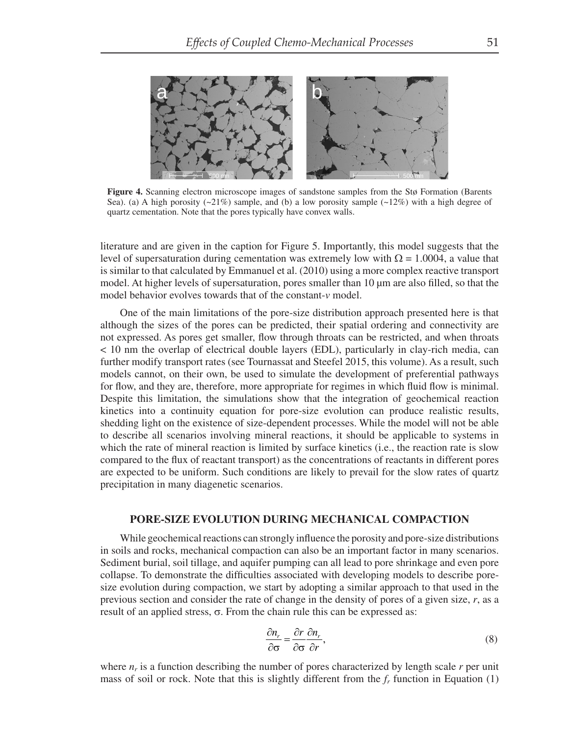**Figure 4.** Scanning electron microscope images of sandstone samples from the Stø Formation (Barents Sea). (a) A high porosity (~21%) sample, and (b) a low porosity sample (~12%) with a high degree of quartz cementation. Note that the pores typically have convex walls.

literature and are given in the caption for Figure 5. Importantly, this model suggests that the level of supersaturation during cementation was extremely low with $\Omega = 1.0004$, a value that is similar to that calculated by Emmanuel et al. (2010) using a more complex reactive transport model. At higher levels of supersaturation, pores smaller than 10 μm are also filled, so that the model behavior evolves towards that of the constant-$v$ model.

One of the main limitations of the pore-size distribution approach presented here is that although the sizes of the pores can be predicted, their spatial ordering and connectivity are not expressed. As pores get smaller, flow through throats can be restricted, and when throats < 10 nm the overlap of electrical double layers (EDL), particularly in clay-rich media, can further modify transport rates (see Tournassat and Steefel 2015, this volume). As a result, such models cannot, on their own, be used to simulate the development of preferential pathways for flow, and they are, therefore, more appropriate for regimes in which fluid flow is minimal. Despite this limitation, the simulations show that the integration of geochemical reaction kinetics into a continuity equation for pore-size evolution can produce realistic results, shedding light on the existence of size-dependent processes. While the model will not be able to describe all scenarios involving mineral reactions, it should be applicable to systems in which the rate of mineral reaction is limited by surface kinetics (i.e., the reaction rate is slow compared to the flux of reactant transport) as the concentrations of reactants in different pores are expected to be uniform. Such conditions are likely to prevail for the slow rates of quartz precipitation in many diagenetic scenarios.

## PORE-SIZE EVOLUTION DURING MECHANICAL COMPACTION

While geochemical reactions can strongly influence the porosity and pore-size distributions in soils and rocks, mechanical compaction can also be an important factor in many scenarios. Sediment burial, soil tillage, and aquifer pumping can all lead to pore shrinkage and even pore collapse. To demonstrate the difficulties associated with developing models to describe pore-size evolution during compaction, we start by adopting a similar approach to that used in the previous section and consider the rate of change in the density of pores of a given size, $r$, as a result of an applied stress, $\sigma$. From the chain rule this can be expressed as:

$$\frac{\partial n_r}{\partial \sigma} = \frac{\partial r}{\partial \sigma} \frac{\partial n_r}{\partial r}, \tag{8}$$

where $n_r$ is a function describing the number of pores characterized by length scale $r$ per unit mass of soil or rock. Note that this is slightly different from the $f_r$ function in Equation (1)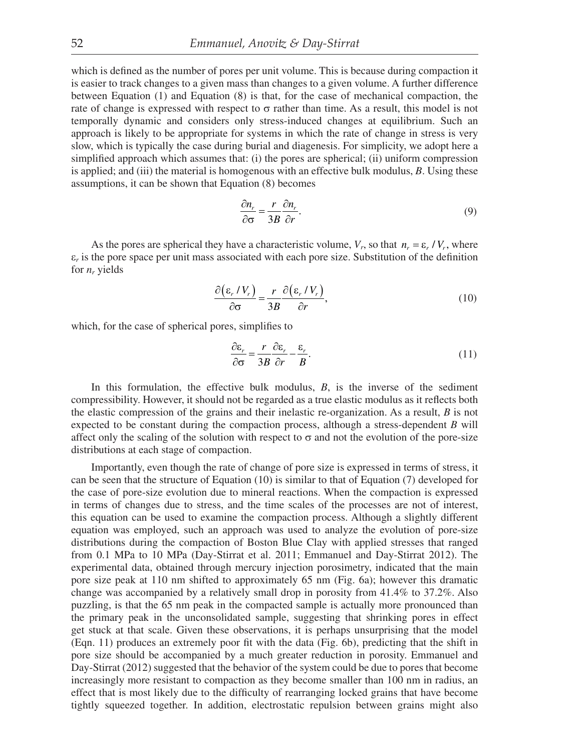which is defined as the number of pores per unit volume. This is because during compaction it is easier to track changes to a given mass than changes to a given volume. A further difference between Equation (1) and Equation (8) is that, for the case of mechanical compaction, the rate of change is expressed with respect to σ rather than time. As a result, this model is not temporally dynamic and considers only stress-induced changes at equilibrium. Such an approach is likely to be appropriate for systems in which the rate of change in stress is very slow, which is typically the case during burial and diagenesis. For simplicity, we adopt here a simplified approach which assumes that: (i) the pores are spherical; (ii) uniform compression is applied; and (iii) the material is homogenous with an effective bulk modulus, $B$. Using these assumptions, it can be shown that Equation (8) becomes

$$\frac{\partial n_r}{\partial \sigma} = \frac{r}{3B}\frac{\partial n_r}{\partial r}. \tag{9}$$

As the pores are spherical they have a characteristic volume, $V_r$, so that $n_r = \varepsilon_r / V_r$, where $\varepsilon_r$ is the pore space per unit mass associated with each pore size. Substitution of the definition for $n_r$ yields

$$\frac{\partial(\varepsilon_r / V_r)}{\partial \sigma} = \frac{r}{3B}\frac{\partial(\varepsilon_r / V_r)}{\partial r}, \tag{10}$$

which, for the case of spherical pores, simplifies to

$$\frac{\partial \varepsilon_r}{\partial \sigma} = \frac{r}{3B}\frac{\partial \varepsilon_r}{\partial r} - \frac{\varepsilon_r}{B}. \tag{11}$$

In this formulation, the effective bulk modulus, $B$, is the inverse of the sediment compressibility. However, it should not be regarded as a true elastic modulus as it reflects both the elastic compression of the grains and their inelastic re-organization. As a result, $B$ is not expected to be constant during the compaction process, although a stress-dependent $B$ will affect only the scaling of the solution with respect to σ and not the evolution of the pore-size distributions at each stage of compaction.

Importantly, even though the rate of change of pore size is expressed in terms of stress, it can be seen that the structure of Equation (10) is similar to that of Equation (7) developed for the case of pore-size evolution due to mineral reactions. When the compaction is expressed in terms of changes due to stress, and the time scales of the processes are not of interest, this equation can be used to examine the compaction process. Although a slightly different equation was employed, such an approach was used to analyze the evolution of pore-size distributions during the compaction of Boston Blue Clay with applied stresses that ranged from 0.1 MPa to 10 MPa (Day-Stirrat et al. 2011; Emmanuel and Day-Stirrat 2012). The experimental data, obtained through mercury injection porosimetry, indicated that the main pore size peak at 110 nm shifted to approximately 65 nm (Fig. 6a); however this dramatic change was accompanied by a relatively small drop in porosity from 41.4% to 37.2%. Also puzzling, is that the 65 nm peak in the compacted sample is actually more pronounced than the primary peak in the unconsolidated sample, suggesting that shrinking pores in effect get stuck at that scale. Given these observations, it is perhaps unsurprising that the model (Eqn. 11) produces an extremely poor fit with the data (Fig. 6b), predicting that the shift in pore size should be accompanied by a much greater reduction in porosity. Emmanuel and Day-Stirrat (2012) suggested that the behavior of the system could be due to pores that become increasingly more resistant to compaction as they become smaller than 100 nm in radius, an effect that is most likely due to the difficulty of rearranging locked grains that have become tightly squeezed together. In addition, electrostatic repulsion between grains might also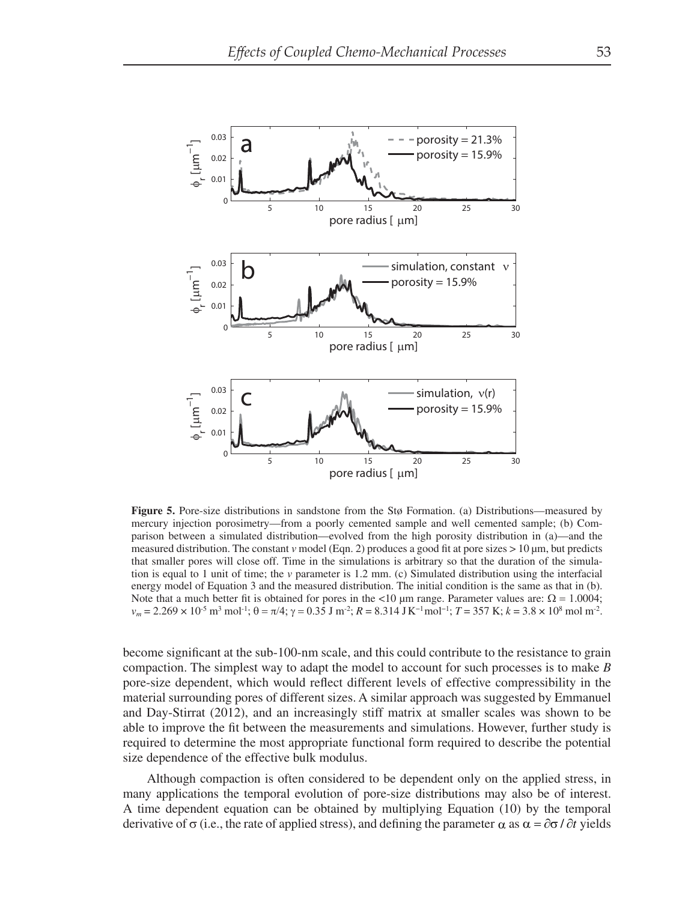**Figure 5.** Pore-size distributions in sandstone from the Stø Formation. (a) Distributions—measured by mercury injection porosimetry—from a poorly cemented sample and well cemented sample; (b) Comparison between a simulated distribution—evolved from the high porosity distribution in (a)—and the measured distribution. The constant $\nu$ model (Eqn. 2) produces a good fit at pore sizes > 10 μm, but predicts that smaller pores will close off. Time in the simulations is arbitrary so that the duration of the simulation is equal to 1 unit of time; the $\nu$ parameter is 1.2 mm. (c) Simulated distribution using the interfacial energy model of Equation 3 and the measured distribution. The initial condition is the same as that in (b). Note that a much better fit is obtained for pores in the <10 μm range. Parameter values are: $\Omega = 1.0004$; $v_m = 2.269 \times 10^{-5}$ m$^3$ mol$^{-1}$; $\theta = \pi/4$; $\gamma = 0.35$ J m$^{-2}$; $R = 8.314$ J K$^{-1}$mol$^{-1}$; $T = 357$ K; $k = 3.8 \times 10^{8}$ mol m$^{-2}$.

become significant at the sub-100-nm scale, and this could contribute to the resistance to grain compaction. The simplest way to adapt the model to account for such processes is to make $B$ pore-size dependent, which would reflect different levels of effective compressibility in the material surrounding pores of different sizes. A similar approach was suggested by Emmanuel and Day-Stirrat (2012), and an increasingly stiff matrix at smaller scales was shown to be able to improve the fit between the measurements and simulations. However, further study is required to determine the most appropriate functional form required to describe the potential size dependence of the effective bulk modulus.

Although compaction is often considered to be dependent only on the applied stress, in many applications the temporal evolution of pore-size distributions may also be of interest. A time dependent equation can be obtained by multiplying Equation (10) by the temporal derivative of $\sigma$ (i.e., the rate of applied stress), and defining the parameter $\alpha$ as $\alpha = \partial\sigma / \partial t$ yields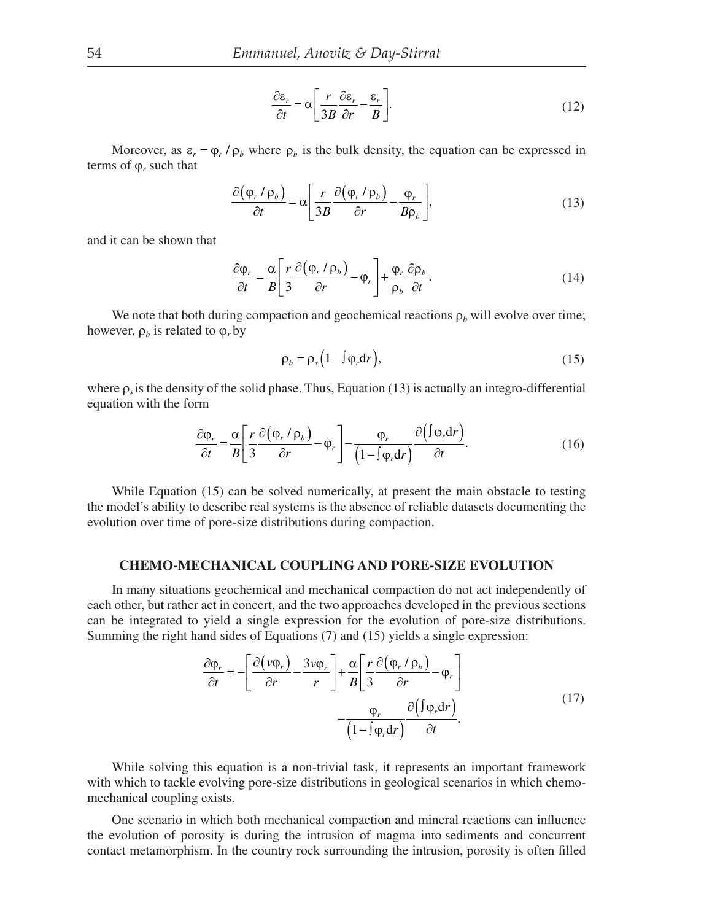$$\frac{\partial \varepsilon_r}{\partial t} = \alpha \left[ \frac{r}{3B} \frac{\partial \varepsilon_r}{\partial r} - \frac{\varepsilon_r}{B} \right]. \tag{12}$$

Moreover, as $\varepsilon_r = \varphi_r / \rho_b$ where $\rho_b$ is the bulk density, the equation can be expressed in terms of $\varphi_r$ such that

$$\frac{\partial \left( \varphi_r / \rho_b \right)}{\partial t} = \alpha \left[ \frac{r}{3B} \frac{\partial \left( \varphi_r / \rho_b \right)}{\partial r} - \frac{\varphi_r}{B \rho_b} \right], \tag{13}$$

and it can be shown that

$$\frac{\partial \varphi_r}{\partial t} = \frac{\alpha}{B} \left[ \frac{r}{3} \frac{\partial \left( \varphi_r / \rho_b \right)}{\partial r} - \varphi_r \right] + \frac{\varphi_r}{\rho_b} \frac{\partial \rho_b}{\partial t}. \tag{14}$$

We note that both during compaction and geochemical reactions $\rho_b$ will evolve over time; however, $\rho_b$ is related to $\varphi_r$ by

$$\rho_b = \rho_s \left( 1 - \int \varphi_r \mathrm{d}r \right), \tag{15}$$

where $\rho_s$ is the density of the solid phase. Thus, Equation (13) is actually an integro-differential equation with the form

$$\frac{\partial \varphi_r}{\partial t} = \frac{\alpha}{B} \left[ \frac{r}{3} \frac{\partial \left( \varphi_r / \rho_b \right)}{\partial r} - \varphi_r \right] - \frac{\varphi_r}{\left( 1 - \int \varphi_r \mathrm{d}r \right)} \frac{\partial \left( \int \varphi_r \mathrm{d}r \right)}{\partial t}. \tag{16}$$

While Equation (15) can be solved numerically, at present the main obstacle to testing the model's ability to describe real systems is the absence of reliable datasets documenting the evolution over time of pore-size distributions during compaction.

## CHEMO-MECHANICAL COUPLING AND PORE-SIZE EVOLUTION

In many situations geochemical and mechanical compaction do not act independently of each other, but rather act in concert, and the two approaches developed in the previous sections can be integrated to yield a single expression for the evolution of pore-size distributions. Summing the right hand sides of Equations (7) and (15) yields a single expression:

$$\frac{\partial \varphi_r}{\partial t} = -\left[ \frac{\partial \left( v \varphi_r \right)}{\partial r} - \frac{3 v \varphi_r}{r} \right] + \frac{\alpha}{B} \left[ \frac{r}{3} \frac{\partial \left( \varphi_r / \rho_b \right)}{\partial r} - \varphi_r \right] - \frac{\varphi_r}{\left( 1 - \int \varphi_r \mathrm{d}r \right)} \frac{\partial \left( \int \varphi_r \mathrm{d}r \right)}{\partial t}. \tag{17}$$

While solving this equation is a non-trivial task, it represents an important framework with which to tackle evolving pore-size distributions in geological scenarios in which chemo-mechanical coupling exists.

One scenario in which both mechanical compaction and mineral reactions can influence the evolution of porosity is during the intrusion of magma into sediments and concurrent contact metamorphism. In the country rock surrounding the intrusion, porosity is often filled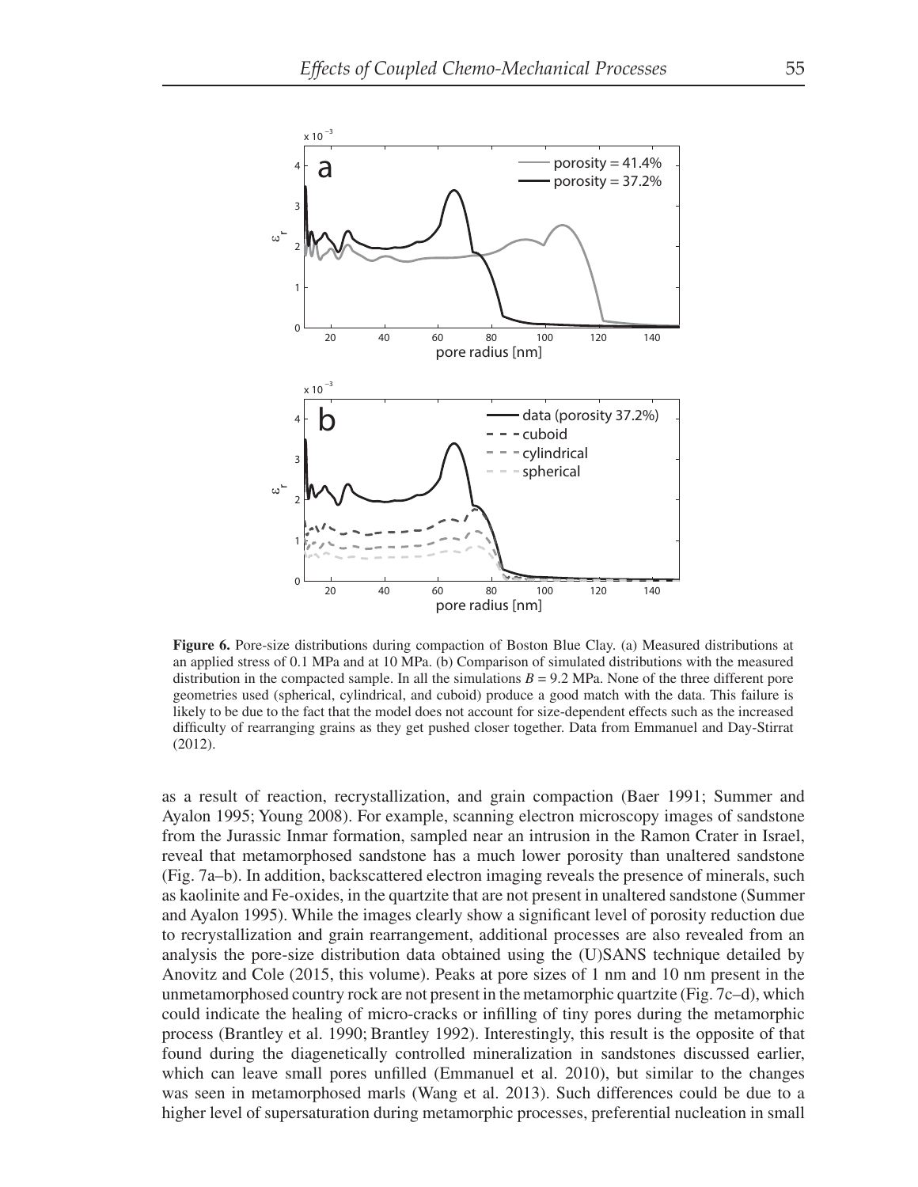**Figure 6.** Pore-size distributions during compaction of Boston Blue Clay. (a) Measured distributions at an applied stress of 0.1 MPa and at 10 MPa. (b) Comparison of simulated distributions with the measured distribution in the compacted sample. In all the simulations $B = 9.2$ MPa. None of the three different pore geometries used (spherical, cylindrical, and cuboid) produce a good match with the data. This failure is likely to be due to the fact that the model does not account for size-dependent effects such as the increased difficulty of rearranging grains as they get pushed closer together. Data from Emmanuel and Day-Stirrat (2012).

as a result of reaction, recrystallization, and grain compaction (Baer 1991; Summer and Ayalon 1995; Young 2008). For example, scanning electron microscopy images of sandstone from the Jurassic Inmar formation, sampled near an intrusion in the Ramon Crater in Israel, reveal that metamorphosed sandstone has a much lower porosity than unaltered sandstone (Fig. 7a–b). In addition, backscattered electron imaging reveals the presence of minerals, such as kaolinite and Fe-oxides, in the quartzite that are not present in unaltered sandstone (Summer and Ayalon 1995). While the images clearly show a significant level of porosity reduction due to recrystallization and grain rearrangement, additional processes are also revealed from an analysis the pore-size distribution data obtained using the (U)SANS technique detailed by Anovitz and Cole (2015, this volume). Peaks at pore sizes of 1 nm and 10 nm present in the unmetamorphosed country rock are not present in the metamorphic quartzite (Fig. 7c–d), which could indicate the healing of micro-cracks or infilling of tiny pores during the metamorphic process (Brantley et al. 1990; Brantley 1992). Interestingly, this result is the opposite of that found during the diagenetically controlled mineralization in sandstones discussed earlier, which can leave small pores unfilled (Emmanuel et al. 2010), but similar to the changes was seen in metamorphosed marls (Wang et al. 2013). Such differences could be due to a higher level of supersaturation during metamorphic processes, preferential nucleation in small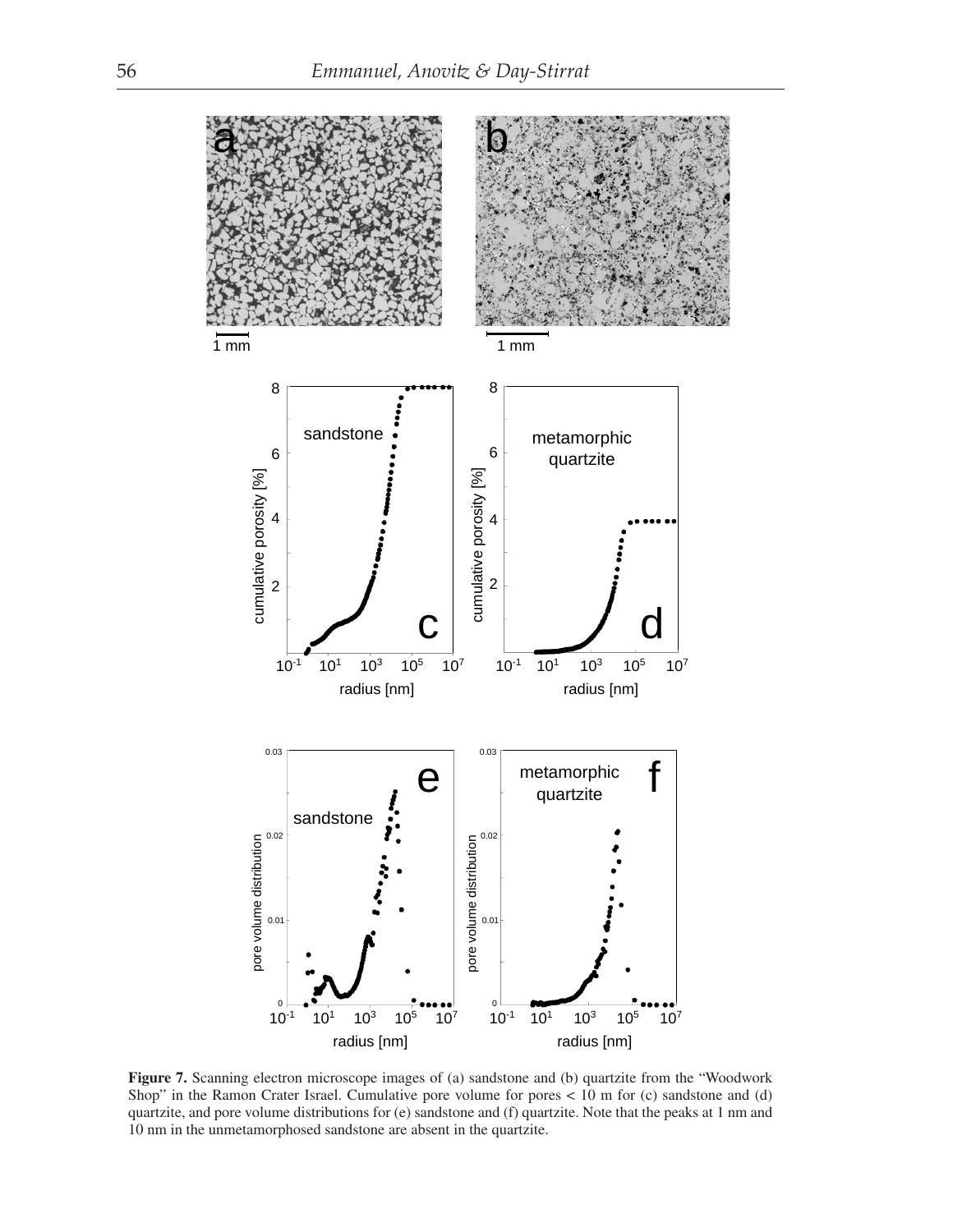**Figure 7.** Scanning electron microscope images of (a) sandstone and (b) quartzite from the "Woodwork Shop" in the Ramon Crater Israel. Cumulative pore volume for pores < 10 m for (c) sandstone and (d) quartzite, and pore volume distributions for (e) sandstone and (f) quartzite. Note that the peaks at 1 nm and 10 nm in the unmetamorphosed sandstone are absent in the quartzite.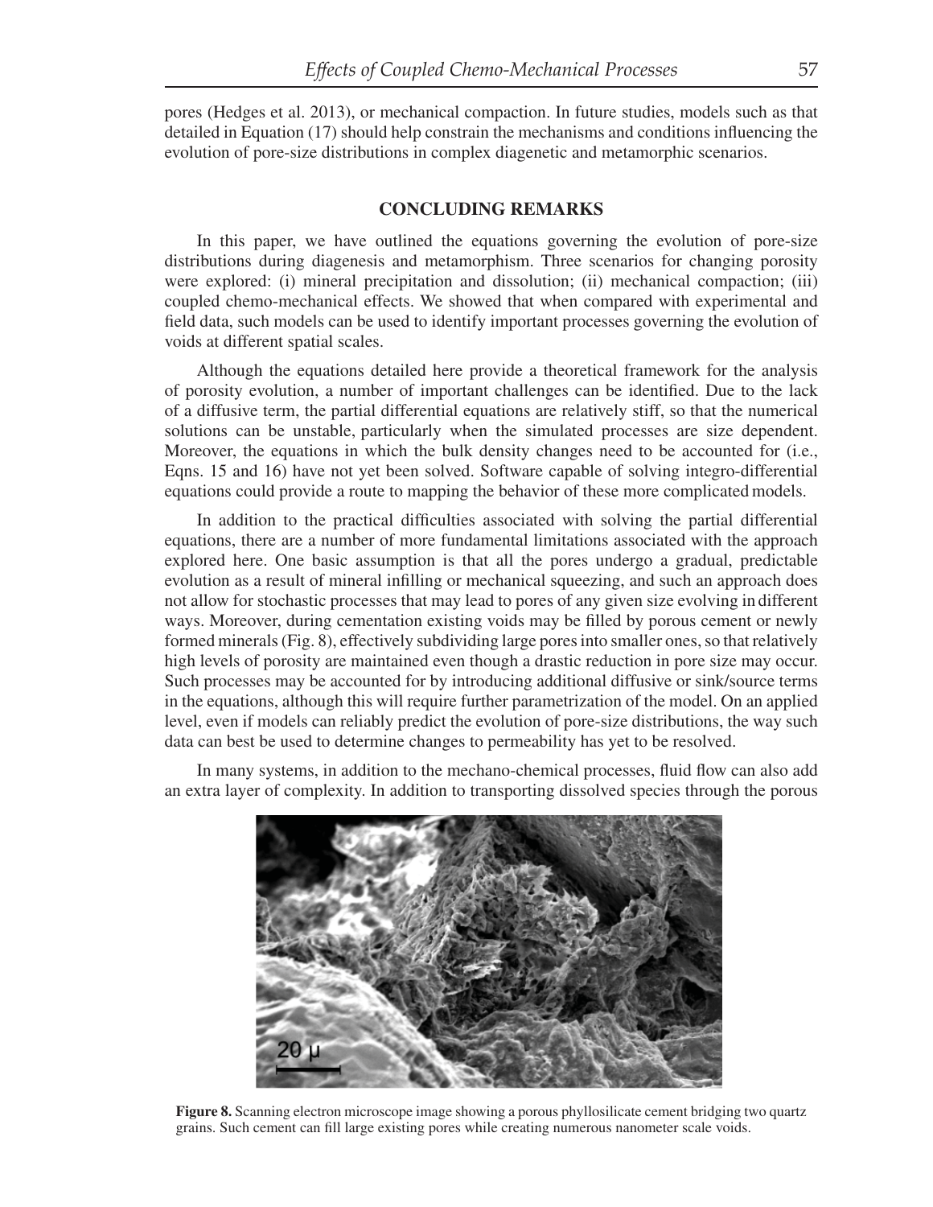pores (Hedges et al. 2013), or mechanical compaction. In future studies, models such as that detailed in Equation (17) should help constrain the mechanisms and conditions influencing the evolution of pore-size distributions in complex diagenetic and metamorphic scenarios.

## CONCLUDING REMARKS

In this paper, we have outlined the equations governing the evolution of pore-size distributions during diagenesis and metamorphism. Three scenarios for changing porosity were explored: (i) mineral precipitation and dissolution; (ii) mechanical compaction; (iii) coupled chemo-mechanical effects. We showed that when compared with experimental and field data, such models can be used to identify important processes governing the evolution of voids at different spatial scales.

Although the equations detailed here provide a theoretical framework for the analysis of porosity evolution, a number of important challenges can be identified. Due to the lack of a diffusive term, the partial differential equations are relatively stiff, so that the numerical solutions can be unstable, particularly when the simulated processes are size dependent. Moreover, the equations in which the bulk density changes need to be accounted for (i.e., Eqns. 15 and 16) have not yet been solved. Software capable of solving integro-differential equations could provide a route to mapping the behavior of these more complicated models.

In addition to the practical difficulties associated with solving the partial differential equations, there are a number of more fundamental limitations associated with the approach explored here. One basic assumption is that all the pores undergo a gradual, predictable evolution as a result of mineral infilling or mechanical squeezing, and such an approach does not allow for stochastic processes that may lead to pores of any given size evolving in different ways. Moreover, during cementation existing voids may be filled by porous cement or newly formed minerals (Fig. 8), effectively subdividing large pores into smaller ones, so that relatively high levels of porosity are maintained even though a drastic reduction in pore size may occur. Such processes may be accounted for by introducing additional diffusive or sink/source terms in the equations, although this will require further parametrization of the model. On an applied level, even if models can reliably predict the evolution of pore-size distributions, the way such data can best be used to determine changes to permeability has yet to be resolved.

In many systems, in addition to the mechano-chemical processes, fluid flow can also add an extra layer of complexity. In addition to transporting dissolved species through the porous

20 μ

**Figure 8.** Scanning electron microscope image showing a porous phyllosilicate cement bridging two quartz grains. Such cement can fill large existing pores while creating numerous nanometer scale voids.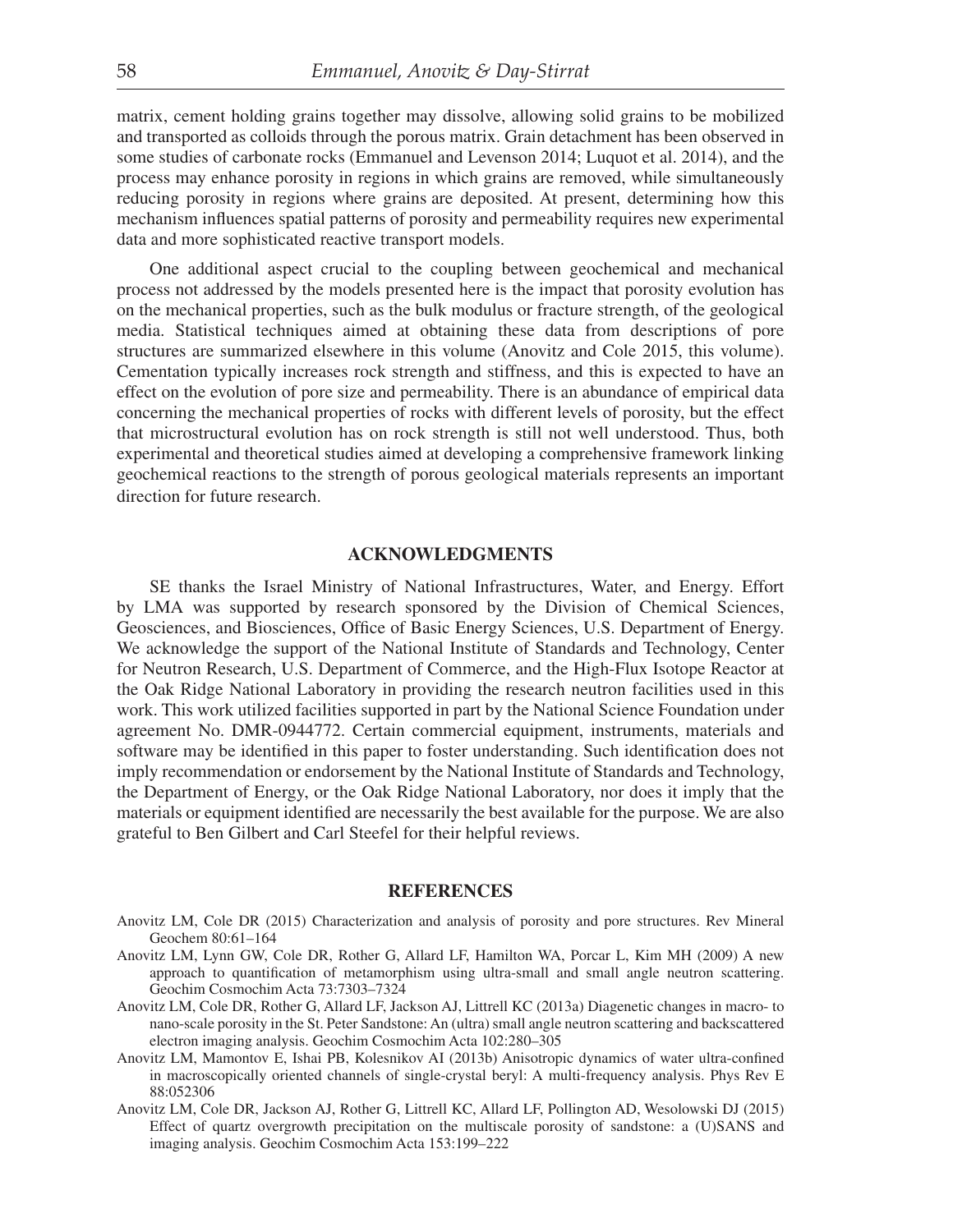matrix, cement holding grains together may dissolve, allowing solid grains to be mobilized and transported as colloids through the porous matrix. Grain detachment has been observed in some studies of carbonate rocks (Emmanuel and Levenson 2014; Luquot et al. 2014), and the process may enhance porosity in regions in which grains are removed, while simultaneously reducing porosity in regions where grains are deposited. At present, determining how this mechanism influences spatial patterns of porosity and permeability requires new experimental data and more sophisticated reactive transport models.

One additional aspect crucial to the coupling between geochemical and mechanical process not addressed by the models presented here is the impact that porosity evolution has on the mechanical properties, such as the bulk modulus or fracture strength, of the geological media. Statistical techniques aimed at obtaining these data from descriptions of pore structures are summarized elsewhere in this volume (Anovitz and Cole 2015, this volume). Cementation typically increases rock strength and stiffness, and this is expected to have an effect on the evolution of pore size and permeability. There is an abundance of empirical data concerning the mechanical properties of rocks with different levels of porosity, but the effect that microstructural evolution has on rock strength is still not well understood. Thus, both experimental and theoretical studies aimed at developing a comprehensive framework linking geochemical reactions to the strength of porous geological materials represents an important direction for future research.

## ACKNOWLEDGMENTS

SE thanks the Israel Ministry of National Infrastructures, Water, and Energy. Effort by LMA was supported by research sponsored by the Division of Chemical Sciences, Geosciences, and Biosciences, Office of Basic Energy Sciences, U.S. Department of Energy. We acknowledge the support of the National Institute of Standards and Technology, Center for Neutron Research, U.S. Department of Commerce, and the High-Flux Isotope Reactor at the Oak Ridge National Laboratory in providing the research neutron facilities used in this work. This work utilized facilities supported in part by the National Science Foundation under agreement No. DMR-0944772. Certain commercial equipment, instruments, materials and software may be identified in this paper to foster understanding. Such identification does not imply recommendation or endorsement by the National Institute of Standards and Technology, the Department of Energy, or the Oak Ridge National Laboratory, nor does it imply that the materials or equipment identified are necessarily the best available for the purpose. We are also grateful to Ben Gilbert and Carl Steefel for their helpful reviews.

## REFERENCES

Anovitz LM, Cole DR (2015) Characterization and analysis of porosity and pore structures. Rev Mineral Geochem 80:61–164

Anovitz LM, Lynn GW, Cole DR, Rother G, Allard LF, Hamilton WA, Porcar L, Kim MH (2009) A new approach to quantification of metamorphism using ultra-small and small angle neutron scattering. Geochim Cosmochim Acta 73:7303–7324

Anovitz LM, Cole DR, Rother G, Allard LF, Jackson AJ, Littrell KC (2013a) Diagenetic changes in macro- to nano-scale porosity in the St. Peter Sandstone: An (ultra) small angle neutron scattering and backscattered electron imaging analysis. Geochim Cosmochim Acta 102:280–305

Anovitz LM, Mamontov E, Ishai PB, Kolesnikov AI (2013b) Anisotropic dynamics of water ultra-confined in macroscopically oriented channels of single-crystal beryl: A multi-frequency analysis. Phys Rev E 88:052306

Anovitz LM, Cole DR, Jackson AJ, Rother G, Littrell KC, Allard LF, Pollington AD, Wesolowski DJ (2015) Effect of quartz overgrowth precipitation on the multiscale porosity of sandstone: a (U)SANS and imaging analysis. Geochim Cosmochim Acta 153:199–222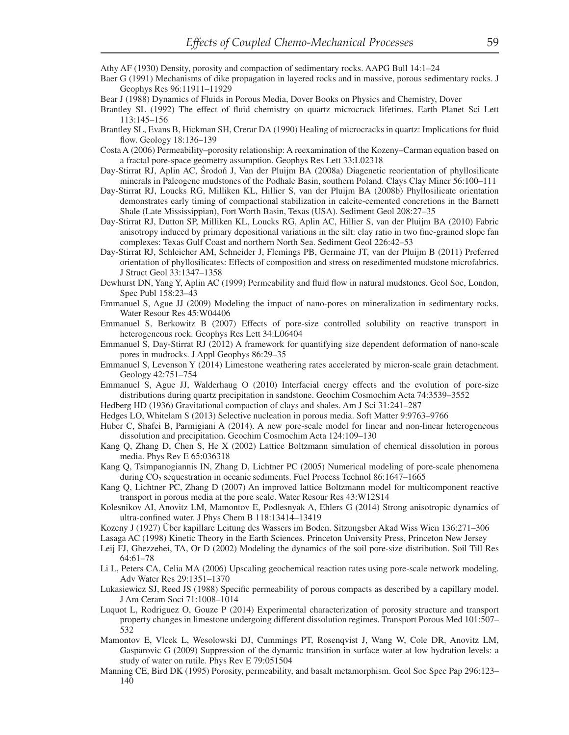Athy AF (1930) Density, porosity and compaction of sedimentary rocks. AAPG Bull 14:1–24

Baer G (1991) Mechanisms of dike propagation in layered rocks and in massive, porous sedimentary rocks. J Geophys Res 96:11911–11929

Bear J (1988) Dynamics of Fluids in Porous Media, Dover Books on Physics and Chemistry, Dover

Brantley SL (1992) The effect of fluid chemistry on quartz microcrack lifetimes. Earth Planet Sci Lett 113:145–156

Brantley SL, Evans B, Hickman SH, Crerar DA (1990) Healing of microcracks in quartz: Implications for fluid flow. Geology 18:136–139

Costa A (2006) Permeability–porosity relationship: A reexamination of the Kozeny–Carman equation based on a fractal pore-space geometry assumption. Geophys Res Lett 33:L02318

Day-Stirrat RJ, Aplin AC, Środoń J, Van der Pluijm BA (2008a) Diagenetic reorientation of phyllosilicate minerals in Paleogene mudstones of the Podhale Basin, southern Poland. Clays Clay Miner 56:100–111

Day-Stirrat RJ, Loucks RG, Milliken KL, Hillier S, van der Pluijm BA (2008b) Phyllosilicate orientation demonstrates early timing of compactional stabilization in calcite-cemented concretions in the Barnett Shale (Late Mississippian), Fort Worth Basin, Texas (USA). Sediment Geol 208:27–35

Day-Stirrat RJ, Dutton SP, Milliken KL, Loucks RG, Aplin AC, Hillier S, van der Pluijm BA (2010) Fabric anisotropy induced by primary depositional variations in the silt: clay ratio in two fine-grained slope fan complexes: Texas Gulf Coast and northern North Sea. Sediment Geol 226:42–53

Day-Stirrat RJ, Schleicher AM, Schneider J, Flemings PB, Germaine JT, van der Pluijm B (2011) Preferred orientation of phyllosilicates: Effects of composition and stress on resedimented mudstone microfabrics. J Struct Geol 33:1347–1358

Dewhurst DN, Yang Y, Aplin AC (1999) Permeability and fluid flow in natural mudstones. Geol Soc, London, Spec Publ 158:23–43

Emmanuel S, Ague JJ (2009) Modeling the impact of nano-pores on mineralization in sedimentary rocks. Water Resour Res 45:W04406

Emmanuel S, Berkowitz B (2007) Effects of pore-size controlled solubility on reactive transport in heterogeneous rock. Geophys Res Lett 34:L06404

Emmanuel S, Day-Stirrat RJ (2012) A framework for quantifying size dependent deformation of nano-scale pores in mudrocks. J Appl Geophys 86:29–35

Emmanuel S, Levenson Y (2014) Limestone weathering rates accelerated by micron-scale grain detachment. Geology 42:751–754

Emmanuel S, Ague JJ, Walderhaug O (2010) Interfacial energy effects and the evolution of pore-size distributions during quartz precipitation in sandstone. Geochim Cosmochim Acta 74:3539–3552

Hedberg HD (1936) Gravitational compaction of clays and shales. Am J Sci 31:241–287

Hedges LO, Whitelam S (2013) Selective nucleation in porous media. Soft Matter 9:9763–9766

Huber C, Shafei B, Parmigiani A (2014). A new pore-scale model for linear and non-linear heterogeneous dissolution and precipitation. Geochim Cosmochim Acta 124:109–130

Kang Q, Zhang D, Chen S, He X (2002) Lattice Boltzmann simulation of chemical dissolution in porous media. Phys Rev E 65:036318

Kang Q, Tsimpanogiannis IN, Zhang D, Lichtner PC (2005) Numerical modeling of pore-scale phenomena during $CO_2$ sequestration in oceanic sediments. Fuel Process Technol 86:1647–1665

Kang Q, Lichtner PC, Zhang D (2007) An improved lattice Boltzmann model for multicomponent reactive transport in porous media at the pore scale. Water Resour Res 43:W12S14

Kolesnikov AI, Anovitz LM, Mamontov E, Podlesnyak A, Ehlers G (2014) Strong anisotropic dynamics of ultra-confined water. J Phys Chem B 118:13414–13419

Kozeny J (1927) Über kapillare Leitung des Wassers im Boden. Sitzungsber Akad Wiss Wien 136:271–306

Lasaga AC (1998) Kinetic Theory in the Earth Sciences. Princeton University Press, Princeton New Jersey

Leij FJ, Ghezzehei, TA, Or D (2002) Modeling the dynamics of the soil pore-size distribution. Soil Till Res 64:61–78

Li L, Peters CA, Celia MA (2006) Upscaling geochemical reaction rates using pore-scale network modeling. Adv Water Res 29:1351–1370

Lukasiewicz SJ, Reed JS (1988) Specific permeability of porous compacts as described by a capillary model. J Am Ceram Soci 71:1008–1014

Luquot L, Rodriguez O, Gouze P (2014) Experimental characterization of porosity structure and transport property changes in limestone undergoing different dissolution regimes. Transport Porous Med 101:507–532

Mamontov E, Vlcek L, Wesolowski DJ, Cummings PT, Rosenqvist J, Wang W, Cole DR, Anovitz LM, Gasparovic G (2009) Suppression of the dynamic transition in surface water at low hydration levels: a study of water on rutile. Phys Rev E 79:051504

Manning CE, Bird DK (1995) Porosity, permeability, and basalt metamorphism. Geol Soc Spec Pap 296:123–140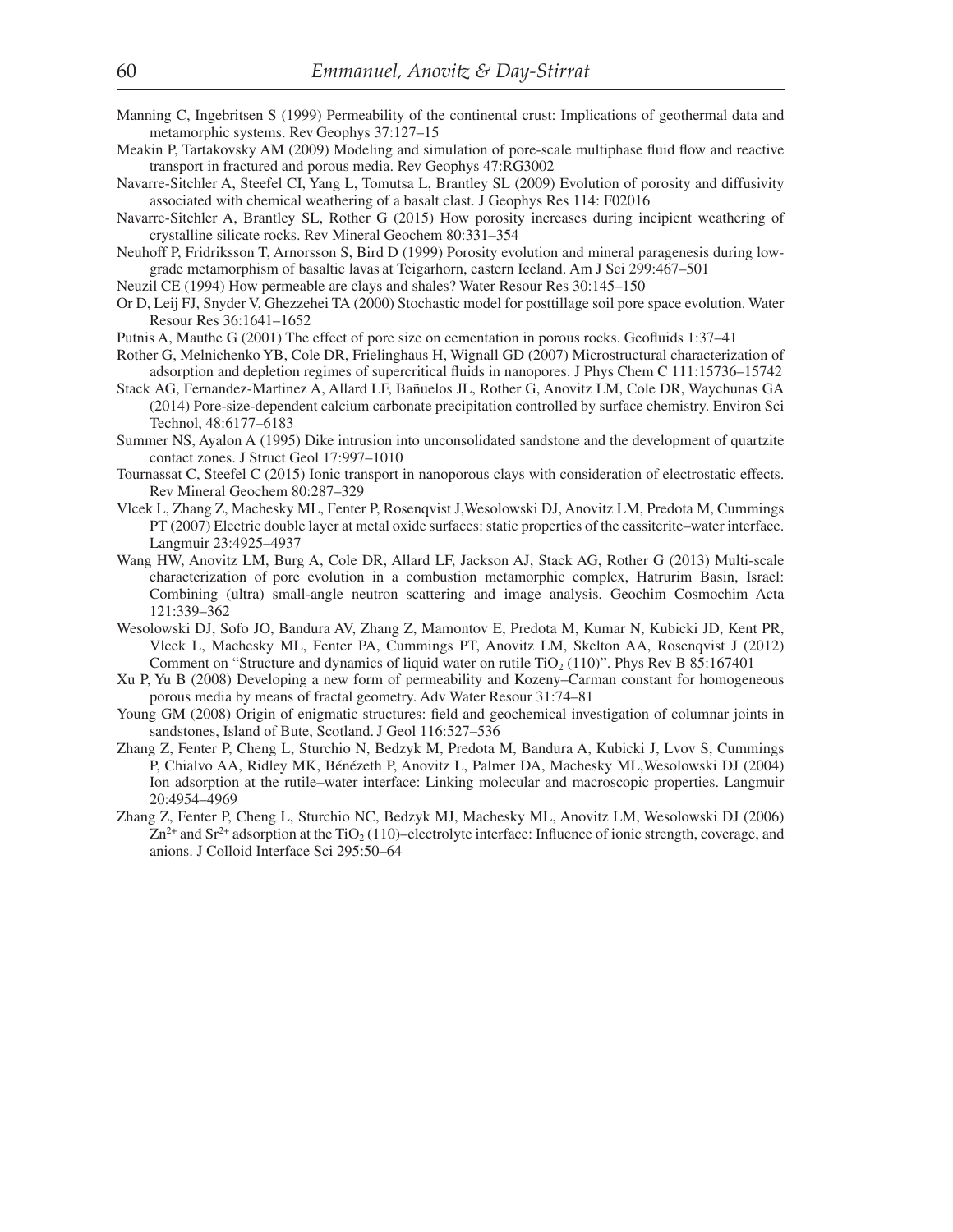Manning C, Ingebritsen S (1999) Permeability of the continental crust: Implications of geothermal data and metamorphic systems. Rev Geophys 37:127–15

Meakin P, Tartakovsky AM (2009) Modeling and simulation of pore-scale multiphase fluid flow and reactive transport in fractured and porous media. Rev Geophys 47:RG3002

Navarre-Sitchler A, Steefel CI, Yang L, Tomutsa L, Brantley SL (2009) Evolution of porosity and diffusivity associated with chemical weathering of a basalt clast. J Geophys Res 114: F02016

Navarre-Sitchler A, Brantley SL, Rother G (2015) How porosity increases during incipient weathering of crystalline silicate rocks. Rev Mineral Geochem 80:331–354

Neuhoff P, Fridriksson T, Arnorsson S, Bird D (1999) Porosity evolution and mineral paragenesis during low-grade metamorphism of basaltic lavas at Teigarhorn, eastern Iceland. Am J Sci 299:467–501

Neuzil CE (1994) How permeable are clays and shales? Water Resour Res 30:145–150

Or D, Leij FJ, Snyder V, Ghezzehei TA (2000) Stochastic model for posttillage soil pore space evolution. Water Resour Res 36:1641–1652

Putnis A, Mauthe G (2001) The effect of pore size on cementation in porous rocks. Geofluids 1:37–41

Rother G, Melnichenko YB, Cole DR, Frielinghaus H, Wignall GD (2007) Microstructural characterization of adsorption and depletion regimes of supercritical fluids in nanopores. J Phys Chem C 111:15736–15742

Stack AG, Fernandez-Martinez A, Allard LF, Bañuelos JL, Rother G, Anovitz LM, Cole DR, Waychunas GA (2014) Pore-size-dependent calcium carbonate precipitation controlled by surface chemistry. Environ Sci Technol, 48:6177–6183

Summer NS, Ayalon A (1995) Dike intrusion into unconsolidated sandstone and the development of quartzite contact zones. J Struct Geol 17:997–1010

Tournassat C, Steefel C (2015) Ionic transport in nanoporous clays with consideration of electrostatic effects. Rev Mineral Geochem 80:287–329

Vlcek L, Zhang Z, Machesky ML, Fenter P, Rosenqvist J,Wesolowski DJ, Anovitz LM, Predota M, Cummings PT (2007) Electric double layer at metal oxide surfaces: static properties of the cassiterite–water interface. Langmuir 23:4925–4937

Wang HW, Anovitz LM, Burg A, Cole DR, Allard LF, Jackson AJ, Stack AG, Rother G (2013) Multi-scale characterization of pore evolution in a combustion metamorphic complex, Hatrurim Basin, Israel: Combining (ultra) small-angle neutron scattering and image analysis. Geochim Cosmochim Acta 121:339–362

Wesolowski DJ, Sofo JO, Bandura AV, Zhang Z, Mamontov E, Predota M, Kumar N, Kubicki JD, Kent PR, Vlcek L, Machesky ML, Fenter PA, Cummings PT, Anovitz LM, Skelton AA, Rosenqvist J (2012) Comment on "Structure and dynamics of liquid water on rutile $TiO_2$ (110)". Phys Rev B 85:167401

Xu P, Yu B (2008) Developing a new form of permeability and Kozeny–Carman constant for homogeneous porous media by means of fractal geometry. Adv Water Resour 31:74–81

Young GM (2008) Origin of enigmatic structures: field and geochemical investigation of columnar joints in sandstones, Island of Bute, Scotland. J Geol 116:527–536

Zhang Z, Fenter P, Cheng L, Sturchio N, Bedzyk M, Predota M, Bandura A, Kubicki J, Lvov S, Cummings P, Chialvo AA, Ridley MK, Bénézeth P, Anovitz L, Palmer DA, Machesky ML,Wesolowski DJ (2004) Ion adsorption at the rutile–water interface: Linking molecular and macroscopic properties. Langmuir 20:4954–4969

Zhang Z, Fenter P, Cheng L, Sturchio NC, Bedzyk MJ, Machesky ML, Anovitz LM, Wesolowski DJ (2006) $Zn^{2+}$ and $Sr^{2+}$ adsorption at the $TiO_2$ (110)–electrolyte interface: Influence of ionic strength, coverage, and anions. J Colloid Interface Sci 295:50–64